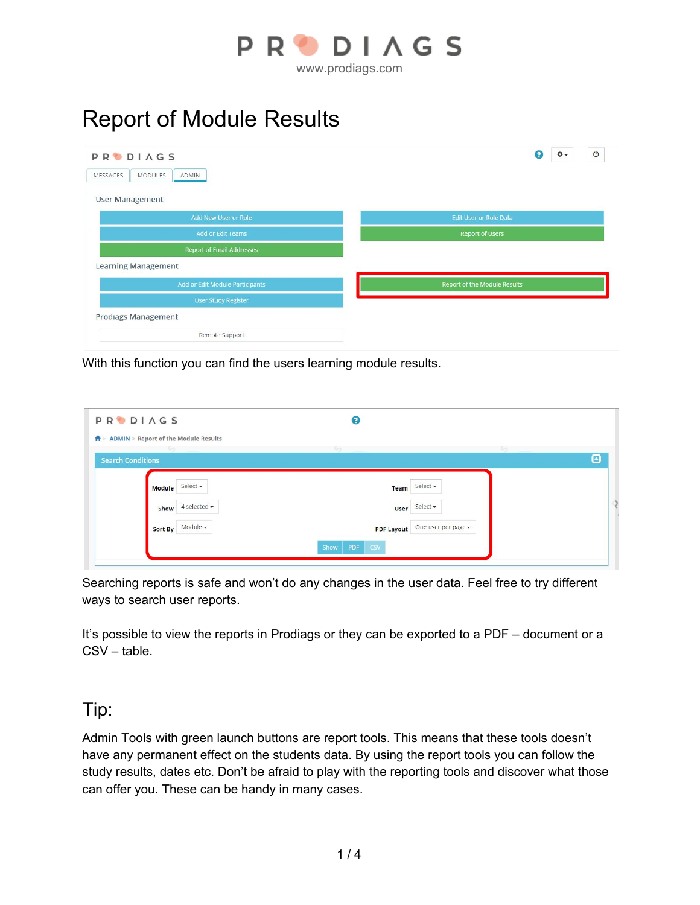# Report of Module Results

With this function you can find the users learning module results.

Searching reports is safe and won't do any changes in the user data. Feel free to try different ways to search user reports.

It's possible to view the reports in Prodiags or they can be exported to a PDF – document or a CSV – table.

## Tip:

Admin Tools with green launch buttons are report tools. This means that these tools doesn't have any permanent effect on the students data. By using the report tools you can follow the study results, dates etc. Don't be afraid to play with the reporting tools and discover what those can offer you. These can be handy in many cases.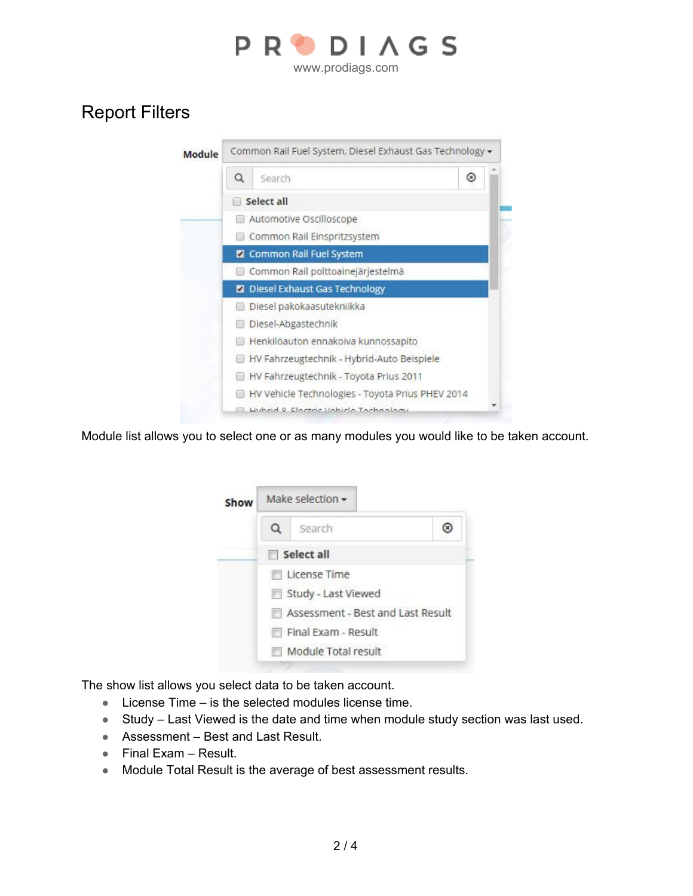# Report Filters

Module list allows you to select one or as many modules you would like to be taken account.

The show list allows you select data to be taken account.

- License Time – is the selected modules license time.
- Study – Last Viewed is the date and time when module study section was last used.
- Assessment – Best and Last Result.
- Final Exam – Result.
- Module Total Result is the average of best assessment results.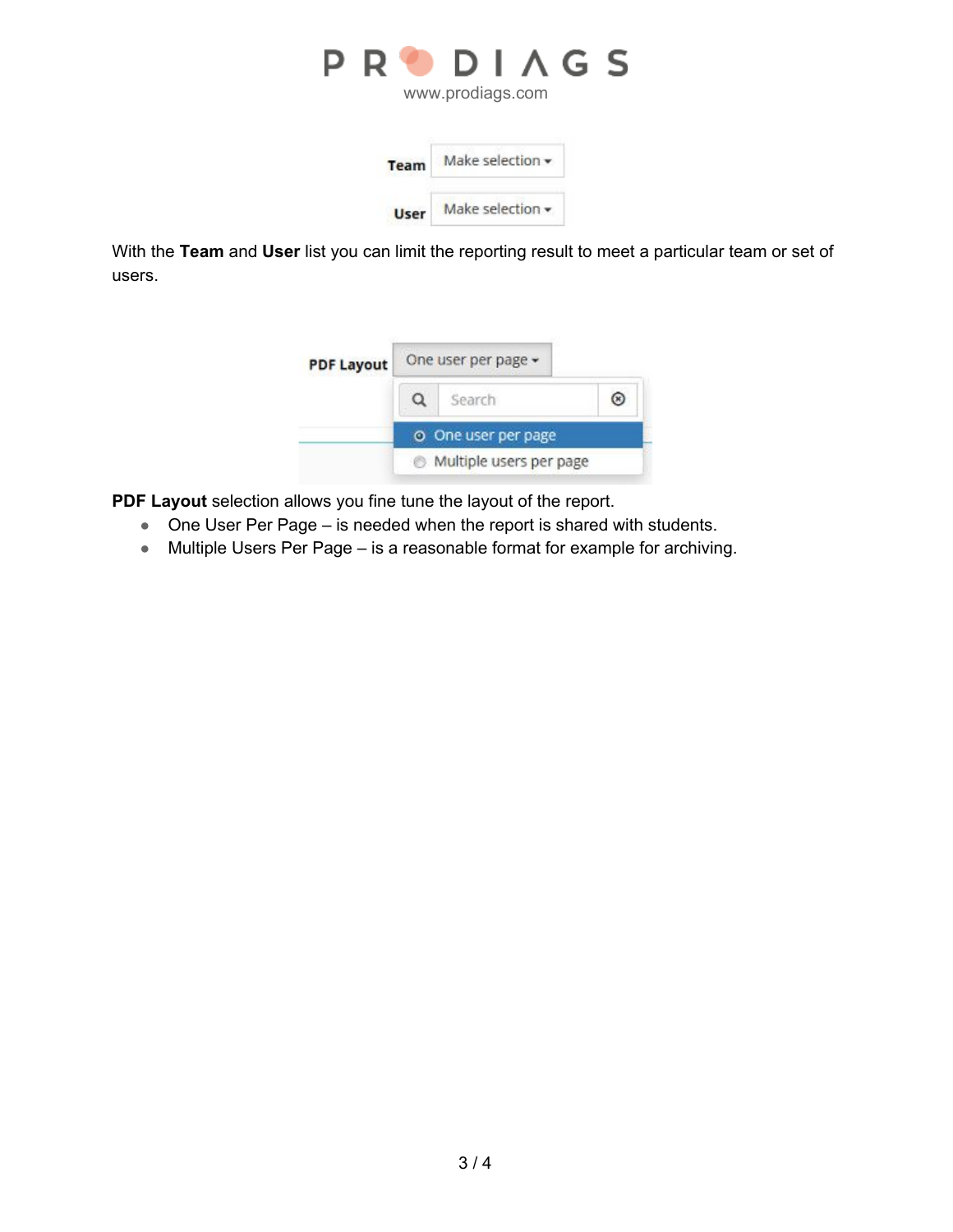With the **Team** and **User** list you can limit the reporting result to meet a particular team or set of users.

**PDF Layout** selection allows you fine tune the layout of the report.

- One User Per Page – is needed when the report is shared with students.
- Multiple Users Per Page – is a reasonable format for example for archiving.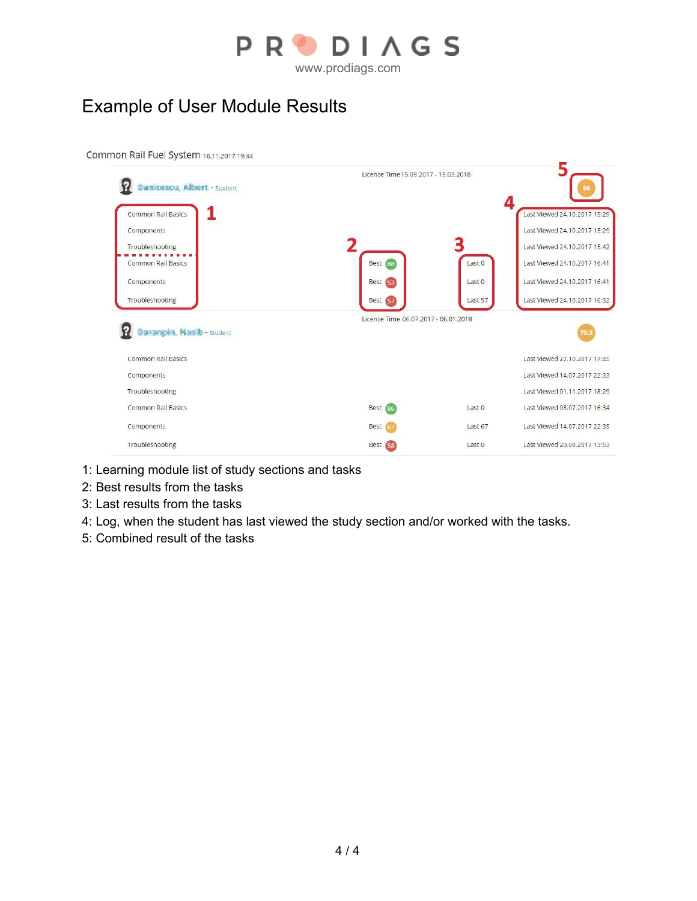# Example of User Module Results

Common Rail Fuel System 16.11.2017 19:44

Licence Time 15.09.2017 - 15.03.2018

Danicescu, Albert - Student

| | | | | |
|---|---|---|---|---|
| Common Rail Basics | | | Last Viewed 24.10.2017 15:29 | 66 |
| Components | | | Last Viewed 24.10.2017 15:29 | |
| Troubleshooting | | | Last Viewed 24.10.2017 15:42 | |
| Common Rail Basics | Best 88 | Last 0 | Last Viewed 24.10.2017 16:41 | |
| Components | Best 53 | Last 0 | Last Viewed 24.10.2017 16:41 | |
| Troubleshooting | Best 57 | Last 57 | Last Viewed 24.10.2017 16:32 | |

Licence Time 06.07.2017 - 06.01.2018

Darampin, Nasib - Student

| | | | | |
|---|---|---|---|---|
| Common Rail Basics | | | Last Viewed 27.10.2017 17:45 | 70.3 |
| Components | | | Last Viewed 14.07.2017 22:33 | |
| Troubleshooting | | | Last Viewed 01.11.2017 18:29 | |
| Common Rail Basics | Best 86 | Last 0 | Last Viewed 08.07.2017 16:34 | |
| Components | Best 67 | Last 67 | Last Viewed 14.07.2017 22:35 | |
| Troubleshooting | Best 58 | Last 0 | Last Viewed 20.08.2017 13:53 | |

1: Learning module list of study sections and tasks
2: Best results from the tasks
3: Last results from the tasks
4: Log, when the student has last viewed the study section and/or worked with the tasks.
5: Combined result of the tasks